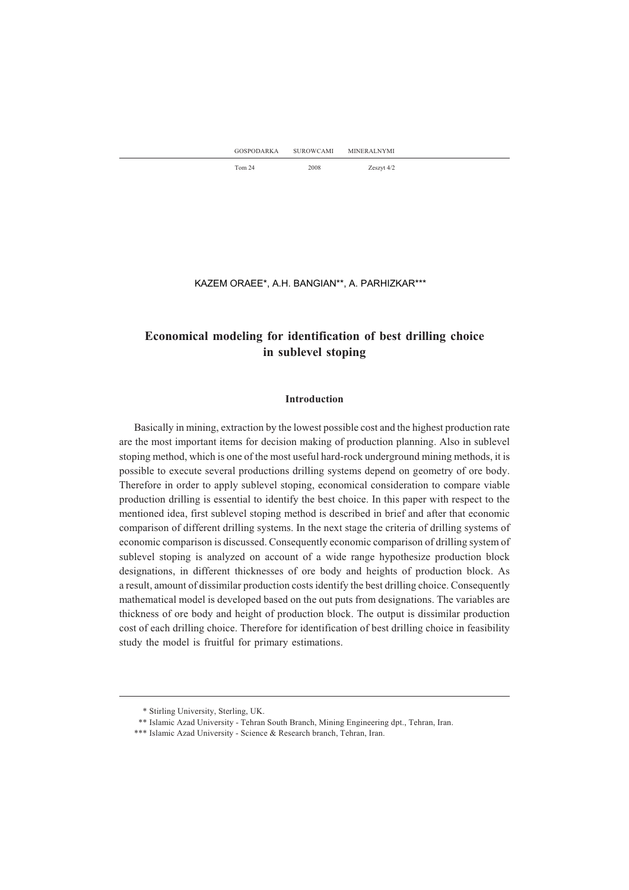KAZEM ORAEE*, A.H. BANGIAN**, A. PARHIZKAR***

# Economical modeling for identification of best drilling choice in sublevel stoping

## Introduction

Basically in mining, extraction by the lowest possible cost and the highest production rate are the most important items for decision making of production planning. Also in sublevel stoping method, which is one of the most useful hard-rock underground mining methods, it is possible to execute several productions drilling systems depend on geometry of ore body. Therefore in order to apply sublevel stoping, economical consideration to compare viable production drilling is essential to identify the best choice. In this paper with respect to the mentioned idea, first sublevel stoping method is described in brief and after that economic comparison of different drilling systems. In the next stage the criteria of drilling systems of economic comparison is discussed. Consequently economic comparison of drilling system of sublevel stoping is analyzed on account of a wide range hypothesize production block designations, in different thicknesses of ore body and heights of production block. As a result, amount of dissimilar production costs identify the best drilling choice. Consequently mathematical model is developed based on the out puts from designations. The variables are thickness of ore body and height of production block. The output is dissimilar production cost of each drilling choice. Therefore for identification of best drilling choice in feasibility study the model is fruitful for primary estimations.

---

\* Stirling University, Sterling, UK.

\*\* Islamic Azad University - Tehran South Branch, Mining Engineering dpt., Tehran, Iran.

\*\*\* Islamic Azad University - Science & Research branch, Tehran, Iran.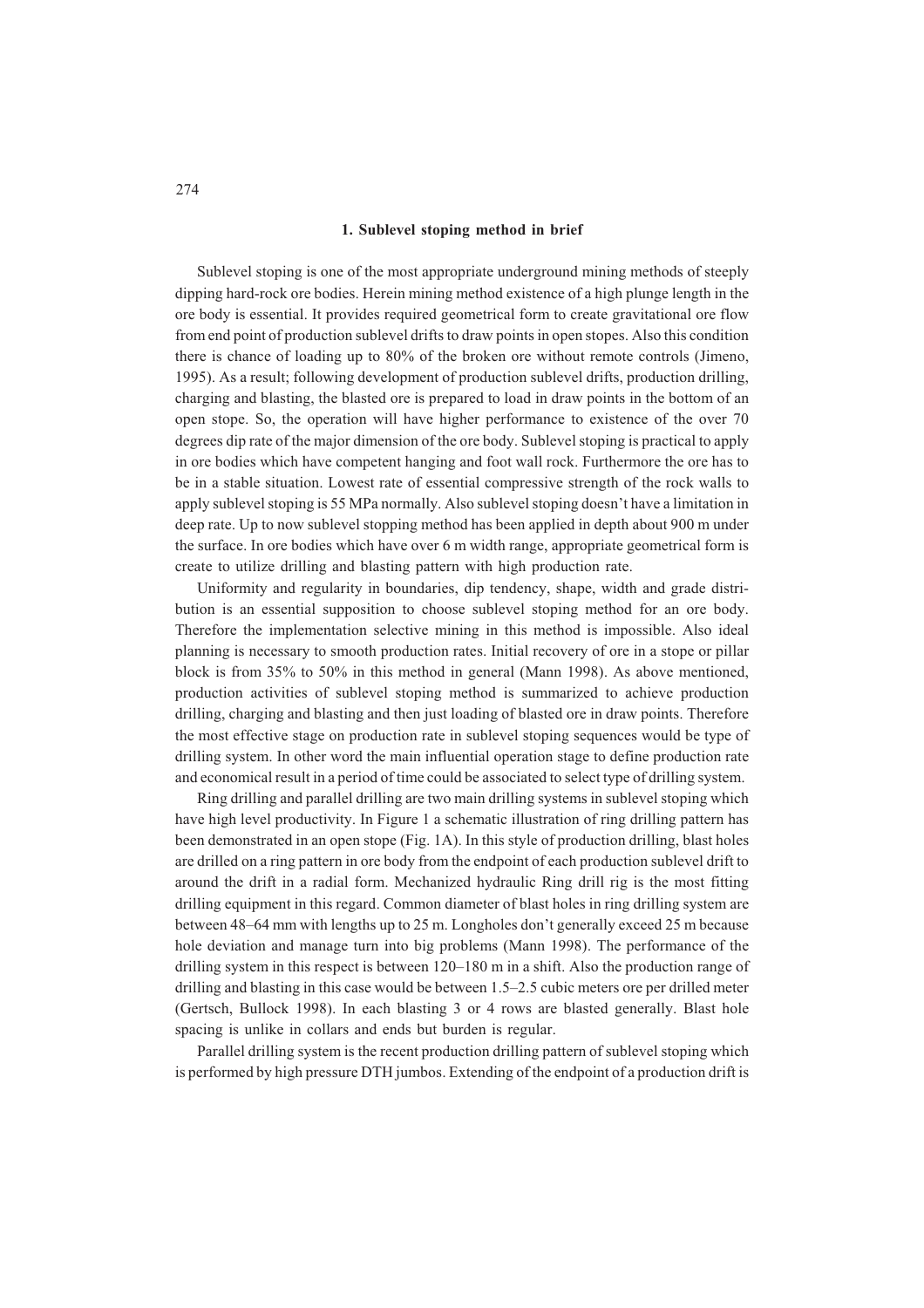## 1. Sublevel stoping method in brief

Sublevel stoping is one of the most appropriate underground mining methods of steeply dipping hard-rock ore bodies. Herein mining method existence of a high plunge length in the ore body is essential. It provides required geometrical form to create gravitational ore flow from end point of production sublevel drifts to draw points in open stopes. Also this condition there is chance of loading up to 80% of the broken ore without remote controls (Jimeno, 1995). As a result; following development of production sublevel drifts, production drilling, charging and blasting, the blasted ore is prepared to load in draw points in the bottom of an open stope. So, the operation will have higher performance to existence of the over 70 degrees dip rate of the major dimension of the ore body. Sublevel stoping is practical to apply in ore bodies which have competent hanging and foot wall rock. Furthermore the ore has to be in a stable situation. Lowest rate of essential compressive strength of the rock walls to apply sublevel stoping is 55 MPa normally. Also sublevel stoping doesn't have a limitation in deep rate. Up to now sublevel stopping method has been applied in depth about 900 m under the surface. In ore bodies which have over 6 m width range, appropriate geometrical form is create to utilize drilling and blasting pattern with high production rate.

Uniformity and regularity in boundaries, dip tendency, shape, width and grade distribution is an essential supposition to choose sublevel stoping method for an ore body. Therefore the implementation selective mining in this method is impossible. Also ideal planning is necessary to smooth production rates. Initial recovery of ore in a stope or pillar block is from 35% to 50% in this method in general (Mann 1998). As above mentioned, production activities of sublevel stoping method is summarized to achieve production drilling, charging and blasting and then just loading of blasted ore in draw points. Therefore the most effective stage on production rate in sublevel stoping sequences would be type of drilling system. In other word the main influential operation stage to define production rate and economical result in a period of time could be associated to select type of drilling system.

Ring drilling and parallel drilling are two main drilling systems in sublevel stoping which have high level productivity. In Figure 1 a schematic illustration of ring drilling pattern has been demonstrated in an open stope (Fig. 1A). In this style of production drilling, blast holes are drilled on a ring pattern in ore body from the endpoint of each production sublevel drift to around the drift in a radial form. Mechanized hydraulic Ring drill rig is the most fitting drilling equipment in this regard. Common diameter of blast holes in ring drilling system are between 48–64 mm with lengths up to 25 m. Longholes don't generally exceed 25 m because hole deviation and manage turn into big problems (Mann 1998). The performance of the drilling system in this respect is between 120–180 m in a shift. Also the production range of drilling and blasting in this case would be between 1.5–2.5 cubic meters ore per drilled meter (Gertsch, Bullock 1998). In each blasting 3 or 4 rows are blasted generally. Blast hole spacing is unlike in collars and ends but burden is regular.

Parallel drilling system is the recent production drilling pattern of sublevel stoping which is performed by high pressure DTH jumbos. Extending of the endpoint of a production drift is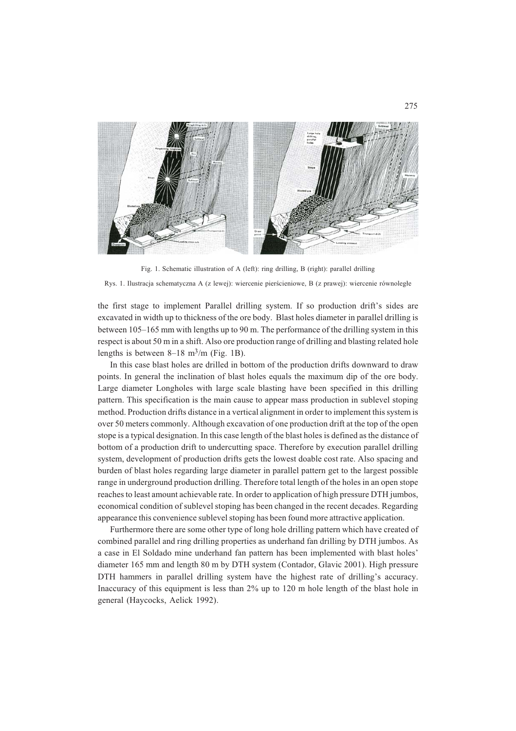Fig. 1. Schematic illustration of A (left): ring drilling, B (right): parallel drilling

Rys. 1. Ilustracja schematyczna A (z lewej): wiercenie pierścieniowe, B (z prawej): wiercenie równoległe

the first stage to implement Parallel drilling system. If so production drift's sides are excavated in width up to thickness of the ore body. Blast holes diameter in parallel drilling is between 105–165 mm with lengths up to 90 m. The performance of the drilling system in this respect is about 50 m in a shift. Also ore production range of drilling and blasting related hole lengths is between 8–18 $m^3$/m (Fig. 1B).

In this case blast holes are drilled in bottom of the production drifts downward to draw points. In general the inclination of blast holes equals the maximum dip of the ore body. Large diameter Longholes with large scale blasting have been specified in this drilling pattern. This specification is the main cause to appear mass production in sublevel stoping method. Production drifts distance in a vertical alignment in order to implement this system is over 50 meters commonly. Although excavation of one production drift at the top of the open stope is a typical designation. In this case length of the blast holes is defined as the distance of bottom of a production drift to undercutting space. Therefore by execution parallel drilling system, development of production drifts gets the lowest doable cost rate. Also spacing and burden of blast holes regarding large diameter in parallel pattern get to the largest possible range in underground production drilling. Therefore total length of the holes in an open stope reaches to least amount achievable rate. In order to application of high pressure DTH jumbos, economical condition of sublevel stoping has been changed in the recent decades. Regarding appearance this convenience sublevel stoping has been found more attractive application.

Furthermore there are some other type of long hole drilling pattern which have created of combined parallel and ring drilling properties as underhand fan drilling by DTH jumbos. As a case in El Soldado mine underhand fan pattern has been implemented with blast holes' diameter 165 mm and length 80 m by DTH system (Contador, Glavic 2001). High pressure DTH hammers in parallel drilling system have the highest rate of drilling's accuracy. Inaccuracy of this equipment is less than 2% up to 120 m hole length of the blast hole in general (Haycocks, Aelick 1992).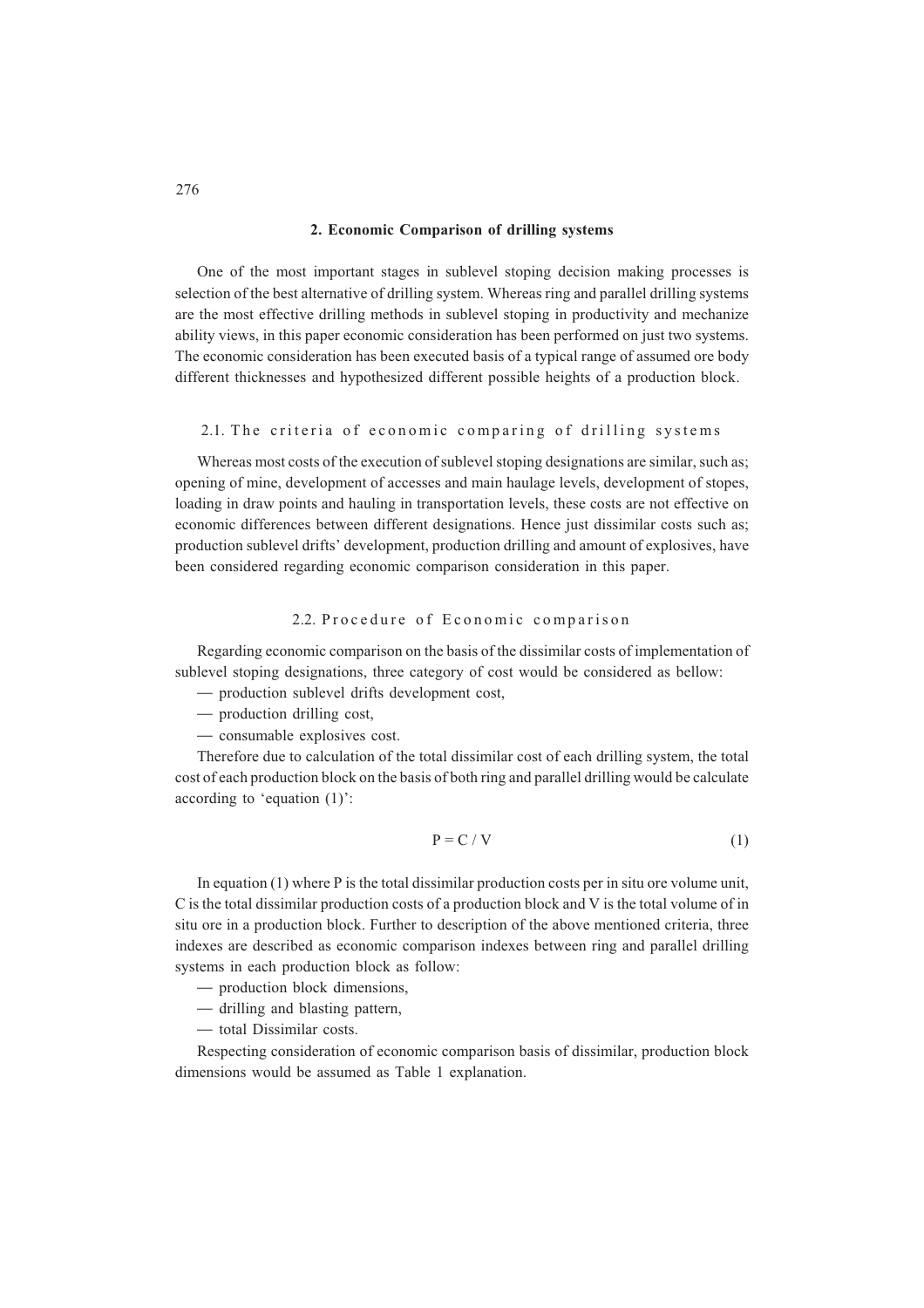## 2. Economic Comparison of drilling systems

One of the most important stages in sublevel stoping decision making processes is selection of the best alternative of drilling system. Whereas ring and parallel drilling systems are the most effective drilling methods in sublevel stoping in productivity and mechanize ability views, in this paper economic consideration has been performed on just two systems. The economic consideration has been executed basis of a typical range of assumed ore body different thicknesses and hypothesized different possible heights of a production block.

### 2.1. The criteria of economic comparing of drilling systems

Whereas most costs of the execution of sublevel stoping designations are similar, such as; opening of mine, development of accesses and main haulage levels, development of stopes, loading in draw points and hauling in transportation levels, these costs are not effective on economic differences between different designations. Hence just dissimilar costs such as; production sublevel drifts' development, production drilling and amount of explosives, have been considered regarding economic comparison consideration in this paper.

### 2.2. Procedure of Economic comparison

Regarding economic comparison on the basis of the dissimilar costs of implementation of sublevel stoping designations, three category of cost would be considered as bellow:

- production sublevel drifts development cost,
- production drilling cost,
- consumable explosives cost.

Therefore due to calculation of the total dissimilar cost of each drilling system, the total cost of each production block on the basis of both ring and parallel drilling would be calculate according to 'equation (1)':

$$P = C / V \tag{1}$$

In equation (1) where P is the total dissimilar production costs per in situ ore volume unit, C is the total dissimilar production costs of a production block and V is the total volume of in situ ore in a production block. Further to description of the above mentioned criteria, three indexes are described as economic comparison indexes between ring and parallel drilling systems in each production block as follow:

- production block dimensions,
- drilling and blasting pattern,
- total Dissimilar costs.

Respecting consideration of economic comparison basis of dissimilar, production block dimensions would be assumed as Table 1 explanation.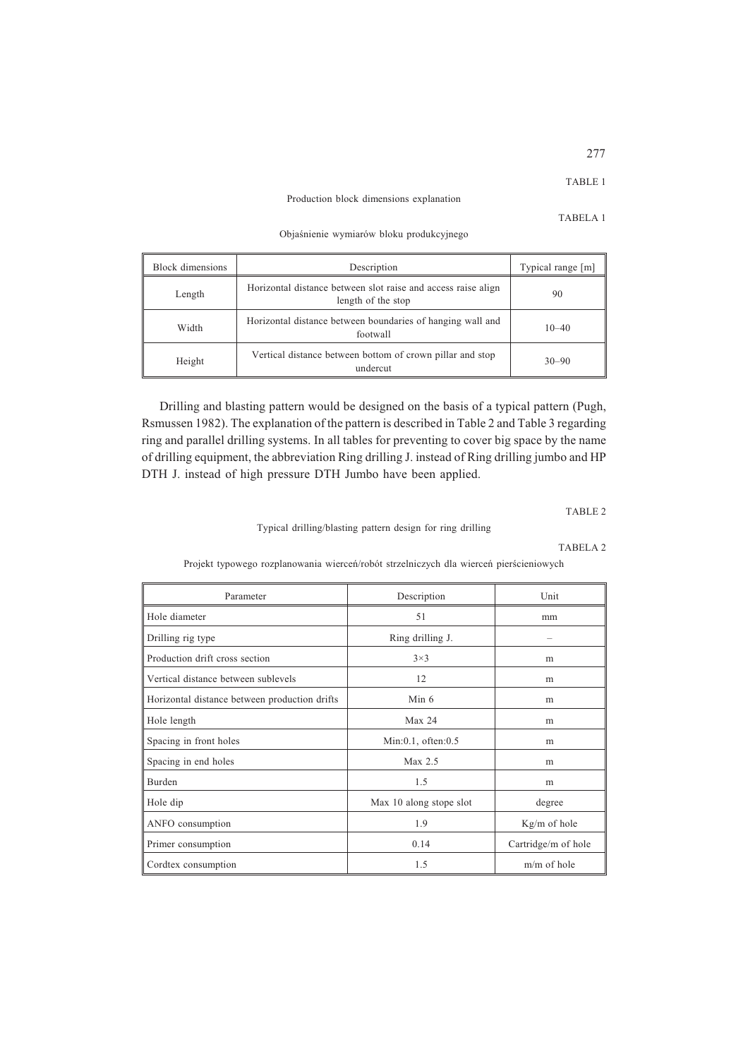TABLE 1

Production block dimensions explanation

TABELA 1

Objaśnienie wymiarów bloku produkcyjnego

| Block dimensions | Description | Typical range [m] |
|---|---|---|
| Length | Horizontal distance between slot raise and access raise align length of the stop | 90 |
| Width | Horizontal distance between boundaries of hanging wall and footwall | 10–40 |
| Height | Vertical distance between bottom of crown pillar and stop undercut | 30–90 |

Drilling and blasting pattern would be designed on the basis of a typical pattern (Pugh, Rsmussen 1982). The explanation of the pattern is described in Table 2 and Table 3 regarding ring and parallel drilling systems. In all tables for preventing to cover big space by the name of drilling equipment, the abbreviation Ring drilling J. instead of Ring drilling jumbo and HP DTH J. instead of high pressure DTH Jumbo have been applied.

TABLE 2

Typical drilling/blasting pattern design for ring drilling

TABELA 2

Projekt typowego rozplanowania wierceń/robót strzelniczych dla wierceń pierścieniowych

| Parameter | Description | Unit |
|---|---|---|
| Hole diameter | 51 | mm |
| Drilling rig type | Ring drilling J. | – |
| Production drift cross section | 3×3 | m |
| Vertical distance between sublevels | 12 | m |
| Horizontal distance between production drifts | Min 6 | m |
| Hole length | Max 24 | m |
| Spacing in front holes | Min:0.1, often:0.5 | m |
| Spacing in end holes | Max 2.5 | m |
| Burden | 1.5 | m |
| Hole dip | Max 10 along stope slot | degree |
| ANFO consumption | 1.9 | Kg/m of hole |
| Primer consumption | 0.14 | Cartridge/m of hole |
| Cordtex consumption | 1.5 | m/m of hole |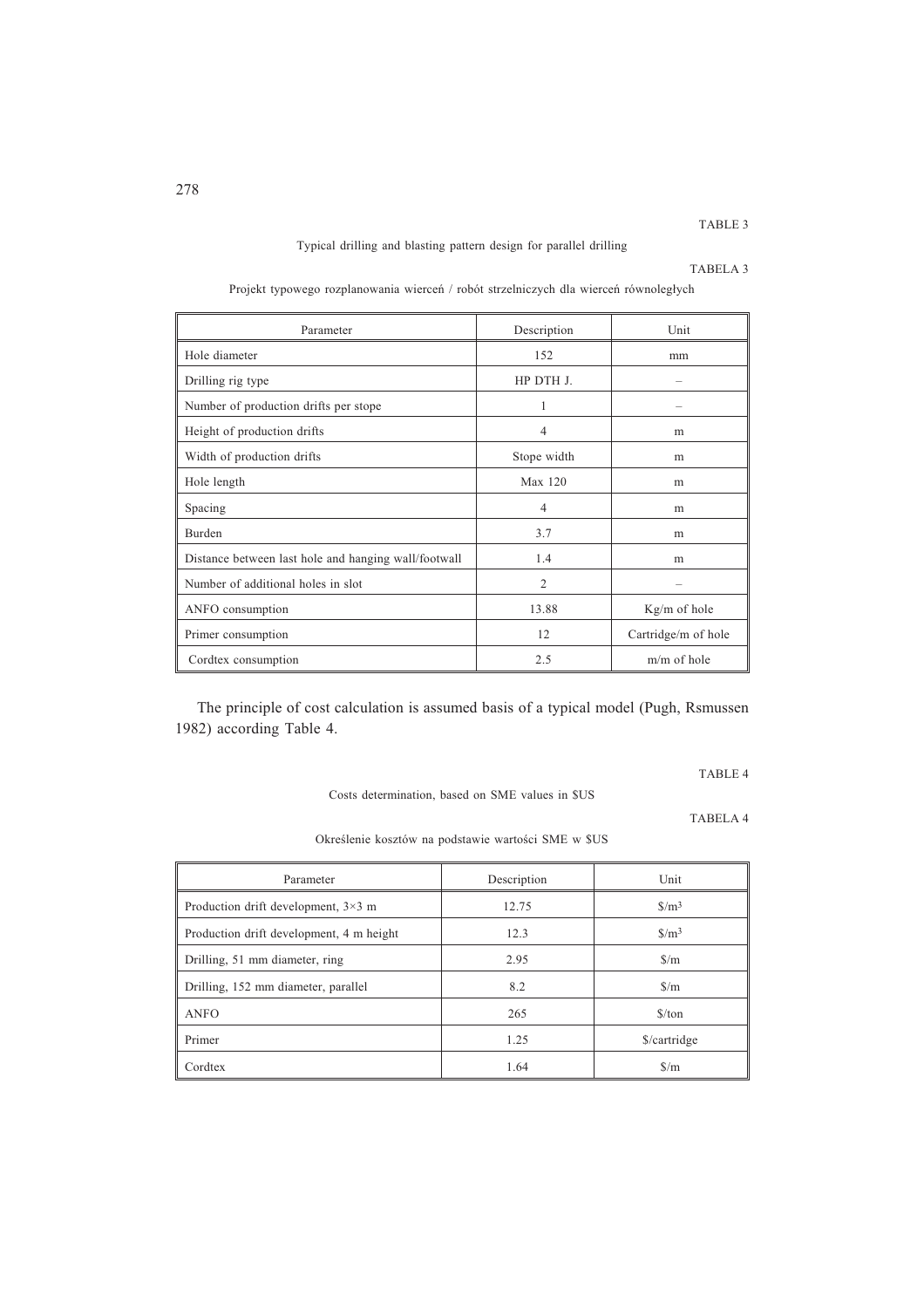TABLE 3

Typical drilling and blasting pattern design for parallel drilling

TABELA 3

Projekt typowego rozplanowania wierceń / robót strzelniczych dla wierceń równoległych

| Parameter | Description | Unit |
|---|---|---|
| Hole diameter | 152 | mm |
| Drilling rig type | HP DTH J. | – |
| Number of production drifts per stope | 1 | – |
| Height of production drifts | 4 | m |
| Width of production drifts | Stope width | m |
| Hole length | Max 120 | m |
| Spacing | 4 | m |
| Burden | 3.7 | m |
| Distance between last hole and hanging wall/footwall | 1.4 | m |
| Number of additional holes in slot | 2 | – |
| ANFO consumption | 13.88 | Kg/m of hole |
| Primer consumption | 12 | Cartridge/m of hole |
| Cordtex consumption | 2.5 | m/m of hole |

The principle of cost calculation is assumed basis of a typical model (Pugh, Rsmussen 1982) according Table 4.

TABLE 4

Costs determination, based on SME values in $US

TABELA 4

Określenie kosztów na podstawie wartości SME w $US

| Parameter | Description | Unit |
|---|---|---|
| Production drift development, 3×3 m | 12.75 | $\$/m^3$ |
| Production drift development, 4 m height | 12.3 | $\$/m^3$ |
| Drilling, 51 mm diameter, ring | 2.95 | $/m |
| Drilling, 152 mm diameter, parallel | 8.2 | $/m |
| ANFO | 265 | $/ton |
| Primer | 1.25 | $/cartridge |
| Cordtex | 1.64 | $/m |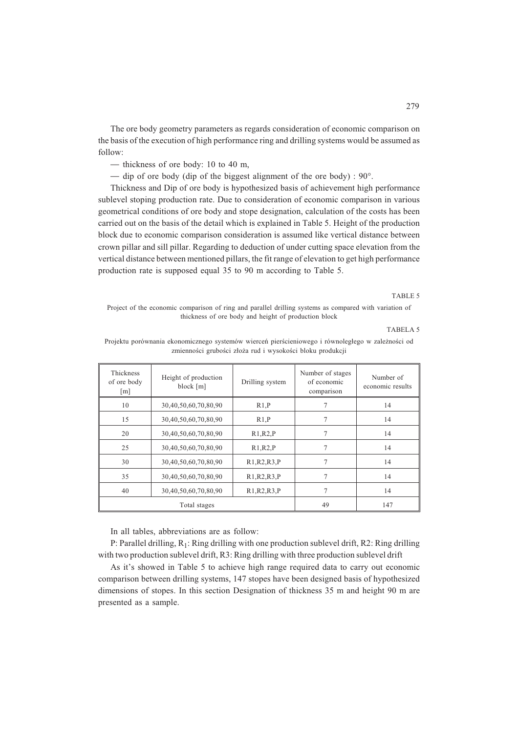The ore body geometry parameters as regards consideration of economic comparison on the basis of the execution of high performance ring and drilling systems would be assumed as follow:

— thickness of ore body: 10 to 40 m,

— dip of ore body (dip of the biggest alignment of the ore body) : 90°.

Thickness and Dip of ore body is hypothesized basis of achievement high performance sublevel stoping production rate. Due to consideration of economic comparison in various geometrical conditions of ore body and stope designation, calculation of the costs has been carried out on the basis of the detail which is explained in Table 5. Height of the production block due to economic comparison consideration is assumed like vertical distance between crown pillar and sill pillar. Regarding to deduction of under cutting space elevation from the vertical distance between mentioned pillars, the fit range of elevation to get high performance production rate is supposed equal 35 to 90 m according to Table 5.

TABLE 5

Project of the economic comparison of ring and parallel drilling systems as compared with variation of thickness of ore body and height of production block

TABELA 5

Projektu porównania ekonomicznego systemów wierceń pierścieniowego i równoległego w zależności od zmienności grubości złoża rud i wysokości bloku produkcji

| Thickness of ore body [m] | Height of production block [m] | Drilling system | Number of stages of economic comparison | Number of economic results |
|---|---|---|---|---|
| 10 | 30,40,50,60,70,80,90 | R1,P | 7 | 14 |
| 15 | 30,40,50,60,70,80,90 | R1,P | 7 | 14 |
| 20 | 30,40,50,60,70,80,90 | R1,R2,P | 7 | 14 |
| 25 | 30,40,50,60,70,80,90 | R1,R2,P | 7 | 14 |
| 30 | 30,40,50,60,70,80,90 | R1,R2,R3,P | 7 | 14 |
| 35 | 30,40,50,60,70,80,90 | R1,R2,R3,P | 7 | 14 |
| 40 | 30,40,50,60,70,80,90 | R1,R2,R3,P | 7 | 14 |
| Total stages | | | 49 | 147 |

In all tables, abbreviations are as follow:

P: Parallel drilling, $R_1$: Ring drilling with one production sublevel drift, R2: Ring drilling with two production sublevel drift, R3: Ring drilling with three production sublevel drift

As it's showed in Table 5 to achieve high range required data to carry out economic comparison between drilling systems, 147 stopes have been designed basis of hypothesized dimensions of stopes. In this section Designation of thickness 35 m and height 90 m are presented as a sample.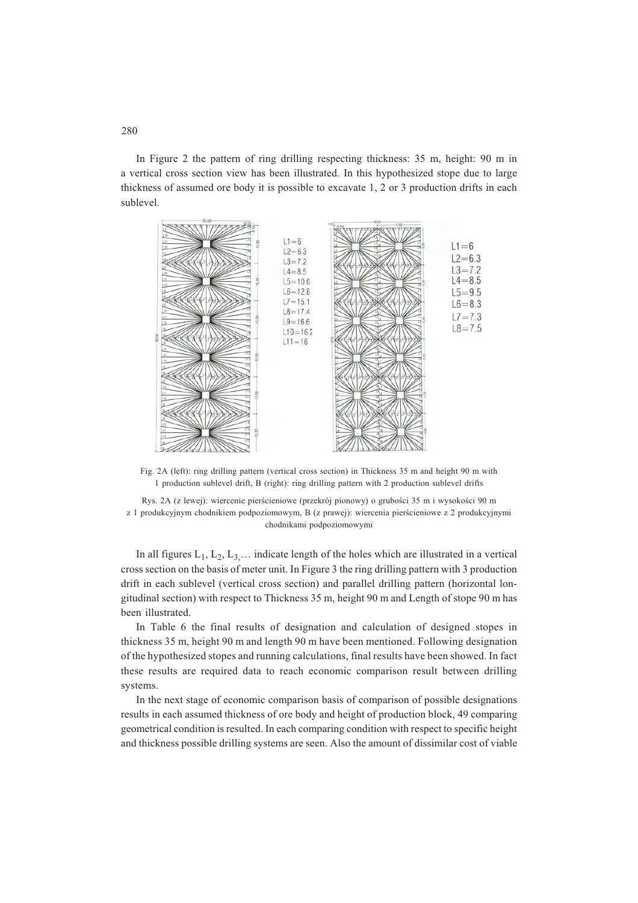In Figure 2 the pattern of ring drilling respecting thickness: 35 m, height: 90 m in a vertical cross section view has been illustrated. In this hypothesized stope due to large thickness of assumed ore body it is possible to excavate 1, 2 or 3 production drifts in each sublevel.

Fig. 2A (left): ring drilling pattern (vertical cross section) in Thickness 35 m and height 90 m with 1 production sublevel drift, B (right): ring drilling pattern with 2 production sublevel drifts

Rys. 2A (z lewej): wiercenie pierścieniowe (przekrój pionowy) o grubości 35 m i wysokości 90 m z 1 produkcyjnym chodnikiem podpoziomowym, B (z prawej): wiercenia pierścieniowe z 2 produkcyjnymi chodnikami podpoziomowymi

In all figures $L_1$, $L_2$, $L_3$,… indicate length of the holes which are illustrated in a vertical cross section on the basis of meter unit. In Figure 3 the ring drilling pattern with 3 production drift in each sublevel (vertical cross section) and parallel drilling pattern (horizontal longitudinal section) with respect to Thickness 35 m, height 90 m and Length of stope 90 m has been illustrated.

In Table 6 the final results of designation and calculation of designed stopes in thickness 35 m, height 90 m and length 90 m have been mentioned. Following designation of the hypothesized stopes and running calculations, final results have been showed. In fact these results are required data to reach economic comparison result between drilling systems.

In the next stage of economic comparison basis of comparison of possible designations results in each assumed thickness of ore body and height of production block, 49 comparing geometrical condition is resulted. In each comparing condition with respect to specific height and thickness possible drilling systems are seen. Also the amount of dissimilar cost of viable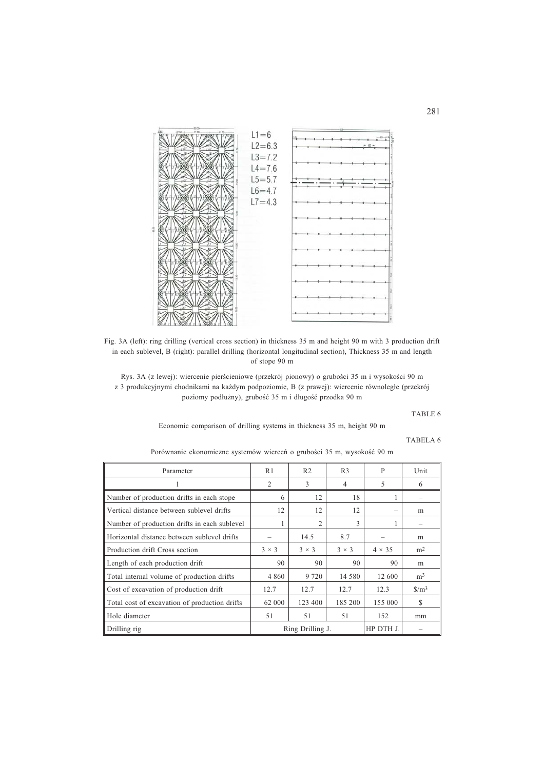L1=6
L2=6.3
L3=7.2
L4=7.6
L5=5.7
L6=4.7
L7=4.3

Fig. 3A (left): ring drilling (vertical cross section) in thickness 35 m and height 90 m with 3 production drift in each sublevel, B (right): parallel drilling (horizontal longitudinal section), Thickness 35 m and length of stope 90 m

Rys. 3A (z lewej): wiercenie pierścieniowe (przekrój pionowy) o grubości 35 m i wysokości 90 m z 3 produkcyjnymi chodnikami na każdym podpoziomie, B (z prawej): wiercenie równoległe (przekrój poziomy podłużny), grubość 35 m i długość przodka 90 m

TABLE 6

Economic comparison of drilling systems in thickness 35 m, height 90 m

TABELA 6

Porównanie ekonomiczne systemów wierceń o grubości 35 m, wysokość 90 m

| Parameter | R1 | R2 | R3 | P | Unit |
|---|---|---|---|---|---|
| 1 | 2 | 3 | 4 | 5 | 6 |
| Number of production drifts in each stope | 6 | 12 | 18 | 1 | – |
| Vertical distance between sublevel drifts | 12 | 12 | 12 | – | m |
| Number of production drifts in each sublevel | 1 | 2 | 3 | 1 | – |
| Horizontal distance between sublevel drifts | – | 14.5 | 8.7 | – | m |
| Production drift Cross section | 3 × 3 | 3 × 3 | 3 × 3 | 4 × 35 | m$^2$ |
| Length of each production drift | 90 | 90 | 90 | 90 | m |
| Total internal volume of production drifts | 4 860 | 9 720 | 14 580 | 12 600 | m$^3$ |
| Cost of excavation of production drift | 12.7 | 12.7 | 12.7 | 12.3 | \$/m$^3$ |
| Total cost of excavation of production drifts | 62 000 | 123 400 | 185 200 | 155 000 | \$ |
| Hole diameter | 51 | 51 | 51 | 152 | mm |
| Drilling rig | Ring Drilling J. | | | HP DTH J. | – |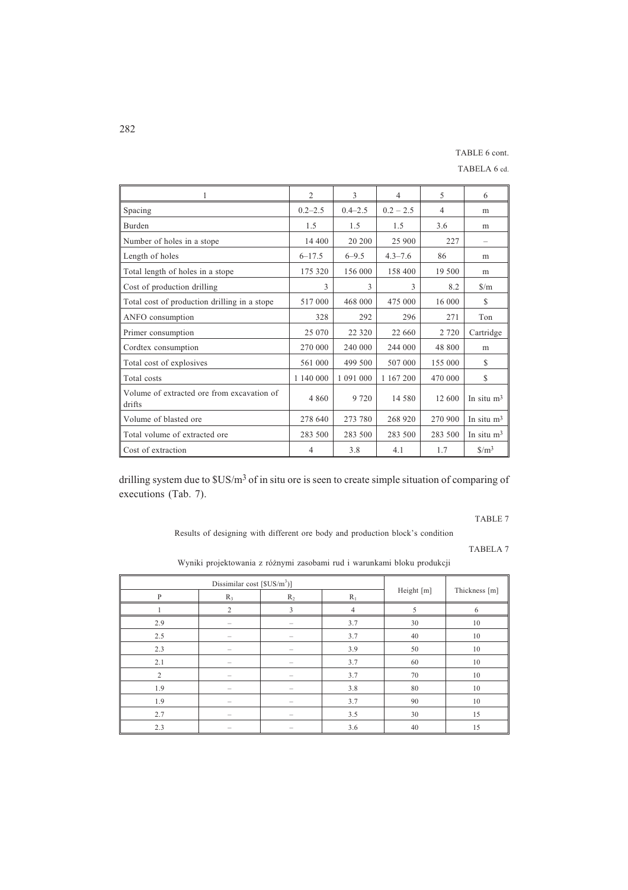TABLE 6 cont.

TABELA 6 cd.

| 1 | 2 | 3 | 4 | 5 | 6 |
|---|---|---|---|---|---|
| Spacing | 0.2–2.5 | 0.4–2.5 | 0.2 – 2.5 | 4 | m |
| Burden | 1.5 | 1.5 | 1.5 | 3.6 | m |
| Number of holes in a stope | 14 400 | 20 200 | 25 900 | 227 | – |
| Length of holes | 6–17.5 | 6–9.5 | 4.3–7.6 | 86 | m |
| Total length of holes in a stope | 175 320 | 156 000 | 158 400 | 19 500 | m |
| Cost of production drilling | 3 | 3 | 3 | 8.2 | $/m |
| Total cost of production drilling in a stope | 517 000 | 468 000 | 475 000 | 16 000 | $ |
| ANFO consumption | 328 | 292 | 296 | 271 | Ton |
| Primer consumption | 25 070 | 22 320 | 22 660 | 2 720 | Cartridge |
| Cordtex consumption | 270 000 | 240 000 | 244 000 | 48 800 | m |
| Total cost of explosives | 561 000 | 499 500 | 507 000 | 155 000 | $ |
| Total costs | 1 140 000 | 1 091 000 | 1 167 200 | 470 000 | $ |
| Volume of extracted ore from excavation of drifts | 4 860 | 9 720 | 14 580 | 12 600 | In situ $m^3$ |
| Volume of blasted ore | 278 640 | 273 780 | 268 920 | 270 900 | In situ $m^3$ |
| Total volume of extracted ore | 283 500 | 283 500 | 283 500 | 283 500 | In situ $m^3$ |
| Cost of extraction | 4 | 3.8 | 4.1 | 1.7 | $/m^3$ |

drilling system due to $US/m$^3$ of in situ ore is seen to create simple situation of comparing of executions (Tab. 7).

TABLE 7

Results of designing with different ore body and production block's condition

TABELA 7

Wyniki projektowania z różnymi zasobami rud i warunkami bloku produkcji

| Dissimilar cost [$US/m$^3$)] | | | | Height [m] | Thickness [m] |
|---|---|---|---|---|---|
| P | $R_3$ | $R_2$ | $R_1$ | | |
| 1 | 2 | 3 | 4 | 5 | 6 |
| 2.9 | – | – | 3.7 | 30 | 10 |
| 2.5 | – | – | 3.7 | 40 | 10 |
| 2.3 | – | – | 3.9 | 50 | 10 |
| 2.1 | – | – | 3.7 | 60 | 10 |
| 2 | – | – | 3.7 | 70 | 10 |
| 1.9 | – | – | 3.8 | 80 | 10 |
| 1.9 | – | – | 3.7 | 90 | 10 |
| 2.7 | – | – | 3.5 | 30 | 15 |
| 2.3 | – | – | 3.6 | 40 | 15 |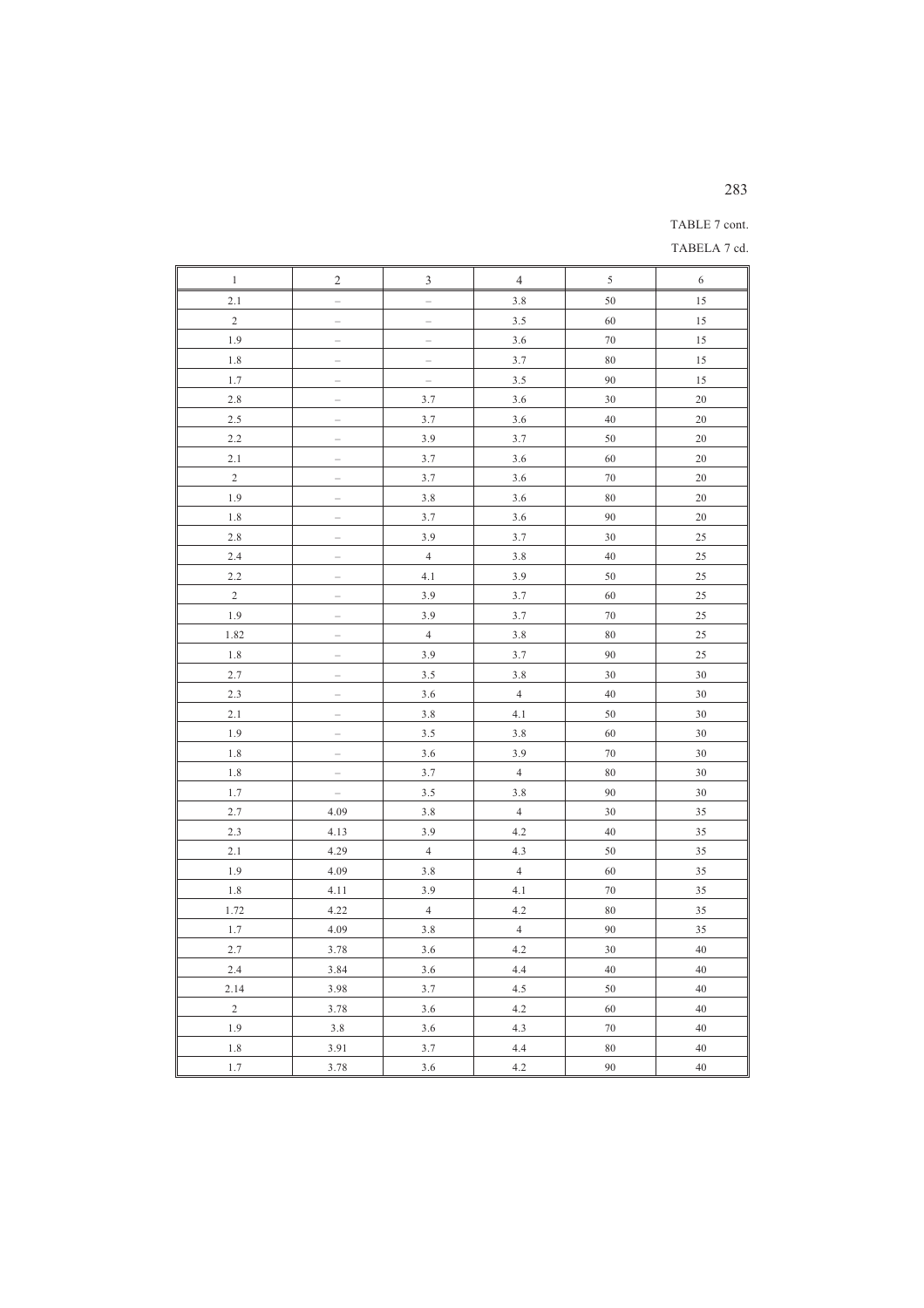TABLE 7 cont.

TABELA 7 cd.

| 1 | 2 | 3 | 4 | 5 | 6 |
|---|---|---|---|---|---|
| 2.1 | – | – | 3.8 | 50 | 15 |
| 2 | – | – | 3.5 | 60 | 15 |
| 1.9 | – | – | 3.6 | 70 | 15 |
| 1.8 | – | – | 3.7 | 80 | 15 |
| 1.7 | – | – | 3.5 | 90 | 15 |
| 2.8 | – | 3.7 | 3.6 | 30 | 20 |
| 2.5 | – | 3.7 | 3.6 | 40 | 20 |
| 2.2 | – | 3.9 | 3.7 | 50 | 20 |
| 2.1 | – | 3.7 | 3.6 | 60 | 20 |
| 2 | – | 3.7 | 3.6 | 70 | 20 |
| 1.9 | – | 3.8 | 3.6 | 80 | 20 |
| 1.8 | – | 3.7 | 3.6 | 90 | 20 |
| 2.8 | – | 3.9 | 3.7 | 30 | 25 |
| 2.4 | – | 4 | 3.8 | 40 | 25 |
| 2.2 | – | 4.1 | 3.9 | 50 | 25 |
| 2 | – | 3.9 | 3.7 | 60 | 25 |
| 1.9 | – | 3.9 | 3.7 | 70 | 25 |
| 1.82 | – | 4 | 3.8 | 80 | 25 |
| 1.8 | – | 3.9 | 3.7 | 90 | 25 |
| 2.7 | – | 3.5 | 3.8 | 30 | 30 |
| 2.3 | – | 3.6 | 4 | 40 | 30 |
| 2.1 | – | 3.8 | 4.1 | 50 | 30 |
| 1.9 | – | 3.5 | 3.8 | 60 | 30 |
| 1.8 | – | 3.6 | 3.9 | 70 | 30 |
| 1.8 | – | 3.7 | 4 | 80 | 30 |
| 1.7 | – | 3.5 | 3.8 | 90 | 30 |
| 2.7 | 4.09 | 3.8 | 4 | 30 | 35 |
| 2.3 | 4.13 | 3.9 | 4.2 | 40 | 35 |
| 2.1 | 4.29 | 4 | 4.3 | 50 | 35 |
| 1.9 | 4.09 | 3.8 | 4 | 60 | 35 |
| 1.8 | 4.11 | 3.9 | 4.1 | 70 | 35 |
| 1.72 | 4.22 | 4 | 4.2 | 80 | 35 |
| 1.7 | 4.09 | 3.8 | 4 | 90 | 35 |
| 2.7 | 3.78 | 3.6 | 4.2 | 30 | 40 |
| 2.4 | 3.84 | 3.6 | 4.4 | 40 | 40 |
| 2.14 | 3.98 | 3.7 | 4.5 | 50 | 40 |
| 2 | 3.78 | 3.6 | 4.2 | 60 | 40 |
| 1.9 | 3.8 | 3.6 | 4.3 | 70 | 40 |
| 1.8 | 3.91 | 3.7 | 4.4 | 80 | 40 |
| 1.7 | 3.78 | 3.6 | 4.2 | 90 | 40 |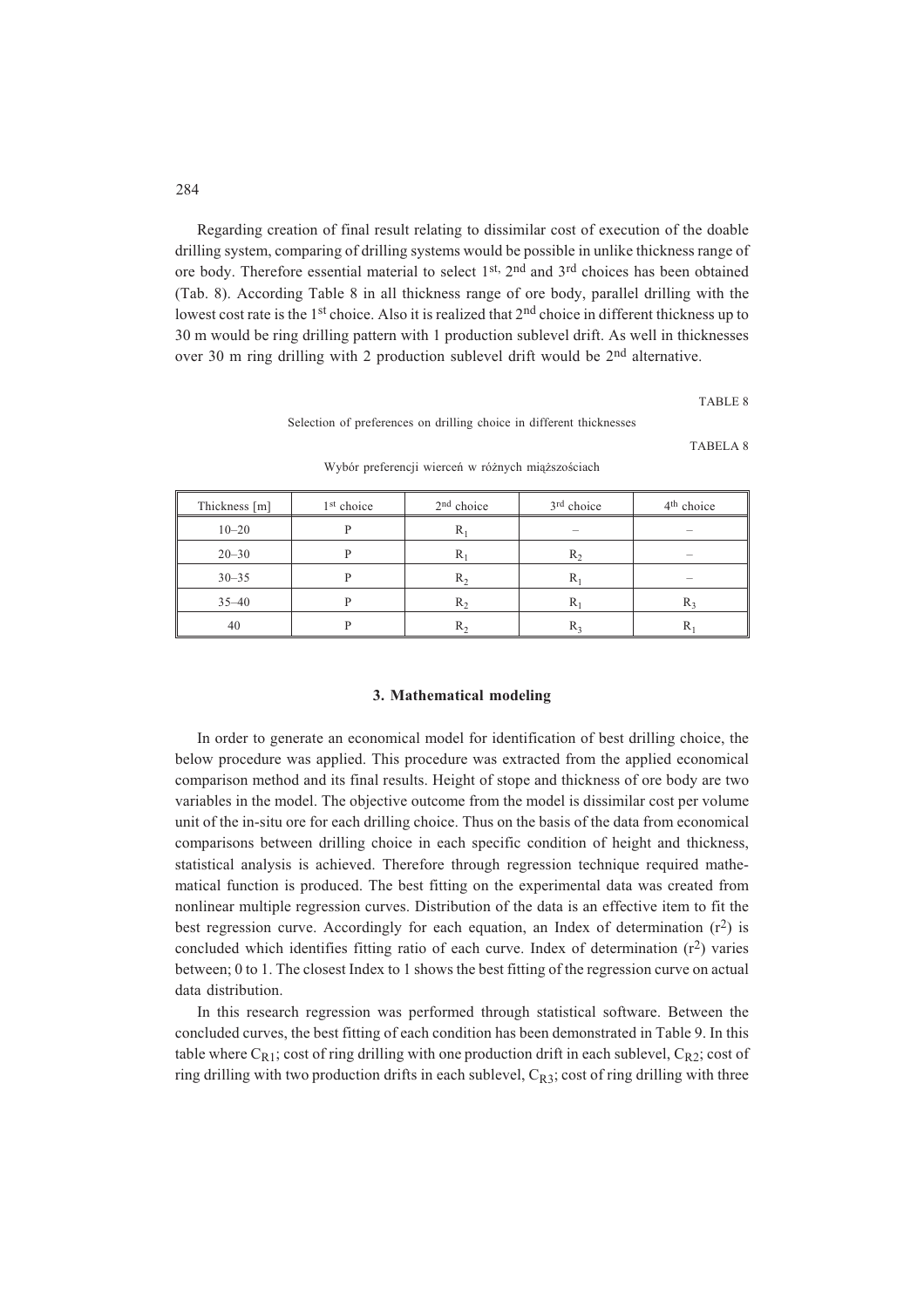Regarding creation of final result relating to dissimilar cost of execution of the doable drilling system, comparing of drilling systems would be possible in unlike thickness range of ore body. Therefore essential material to select 1st, 2nd and 3rd choices has been obtained (Tab. 8). According Table 8 in all thickness range of ore body, parallel drilling with the lowest cost rate is the 1st choice. Also it is realized that 2nd choice in different thickness up to 30 m would be ring drilling pattern with 1 production sublevel drift. As well in thicknesses over 30 m ring drilling with 2 production sublevel drift would be 2nd alternative.

TABLE 8

Selection of preferences on drilling choice in different thicknesses

TABELA 8

Wybór preferencji wierceń w różnych miąższościach

| Thickness [m] | 1st choice | 2nd choice | 3rd choice | 4th choice |
|---|---|---|---|---|
| 10–20 | P | $R_1$ | – | – |
| 20–30 | P | $R_1$ | $R_2$ | – |
| 30–35 | P | $R_2$ | $R_1$ | – |
| 35–40 | P | $R_2$ | $R_1$ | $R_3$ |
| 40 | P | $R_2$ | $R_3$ | $R_1$ |

### 3. Mathematical modeling

In order to generate an economical model for identification of best drilling choice, the below procedure was applied. This procedure was extracted from the applied economical comparison method and its final results. Height of stope and thickness of ore body are two variables in the model. The objective outcome from the model is dissimilar cost per volume unit of the in-situ ore for each drilling choice. Thus on the basis of the data from economical comparisons between drilling choice in each specific condition of height and thickness, statistical analysis is achieved. Therefore through regression technique required mathematical function is produced. The best fitting on the experimental data was created from nonlinear multiple regression curves. Distribution of the data is an effective item to fit the best regression curve. Accordingly for each equation, an Index of determination ($r^2$) is concluded which identifies fitting ratio of each curve. Index of determination ($r^2$) varies between; 0 to 1. The closest Index to 1 shows the best fitting of the regression curve on actual data distribution.

In this research regression was performed through statistical software. Between the concluded curves, the best fitting of each condition has been demonstrated in Table 9. In this table where $C_{R1}$; cost of ring drilling with one production drift in each sublevel, $C_{R2}$; cost of ring drilling with two production drifts in each sublevel, $C_{R3}$; cost of ring drilling with three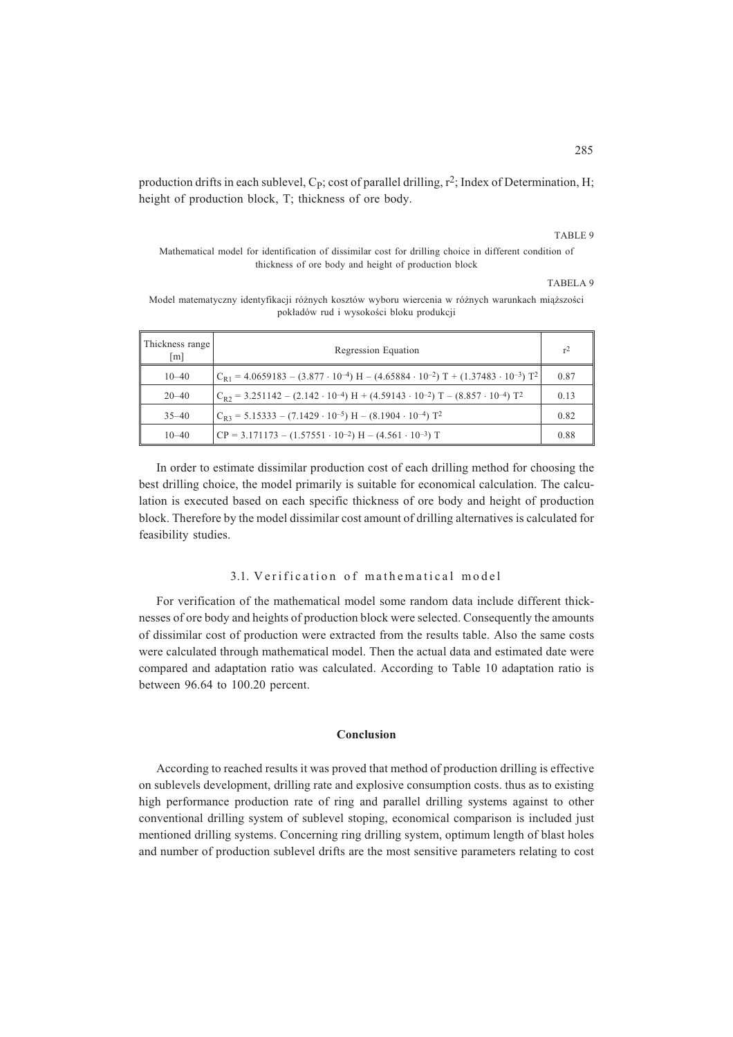production drifts in each sublevel, $C_P$; cost of parallel drilling, $r^2$; Index of Determination, H; height of production block, T; thickness of ore body.

TABLE 9

Mathematical model for identification of dissimilar cost for drilling choice in different condition of thickness of ore body and height of production block

TABELA 9

Model matematyczny identyfikacji różnych kosztów wyboru wiercenia w różnych warunkach miąższości pokładów rud i wysokości bloku produkcji

| Thickness range [m] | Regression Equation | $r^2$ |
|---|---|---|
| 10–40 | $C_{R1} = 4.0659183 - (3.877 \cdot 10^{-4})\,H - (4.65884 \cdot 10^{-2})\,T + (1.37483 \cdot 10^{-3})\,T^2$ | 0.87 |
| 20–40 | $C_{R2} = 3.251142 - (2.142 \cdot 10^{-4})\,H + (4.59143 \cdot 10^{-2})\,T - (8.857 \cdot 10^{-4})\,T^2$ | 0.13 |
| 35–40 | $C_{R3} = 5.15333 - (7.1429 \cdot 10^{-5})\,H - (8.1904 \cdot 10^{-4})\,T^2$ | 0.82 |
| 10–40 | $CP = 3.171173 - (1.57551 \cdot 10^{-2})\,H - (4.561 \cdot 10^{-3})\,T$ | 0.88 |

In order to estimate dissimilar production cost of each drilling method for choosing the best drilling choice, the model primarily is suitable for economical calculation. The calculation is executed based on each specific thickness of ore body and height of production block. Therefore by the model dissimilar cost amount of drilling alternatives is calculated for feasibility studies.

### 3.1. Verification of mathematical model

For verification of the mathematical model some random data include different thicknesses of ore body and heights of production block were selected. Consequently the amounts of dissimilar cost of production were extracted from the results table. Also the same costs were calculated through mathematical model. Then the actual data and estimated date were compared and adaptation ratio was calculated. According to Table 10 adaptation ratio is between 96.64 to 100.20 percent.

## Conclusion

According to reached results it was proved that method of production drilling is effective on sublevels development, drilling rate and explosive consumption costs. thus as to existing high performance production rate of ring and parallel drilling systems against to other conventional drilling system of sublevel stoping, economical comparison is included just mentioned drilling systems. Concerning ring drilling system, optimum length of blast holes and number of production sublevel drifts are the most sensitive parameters relating to cost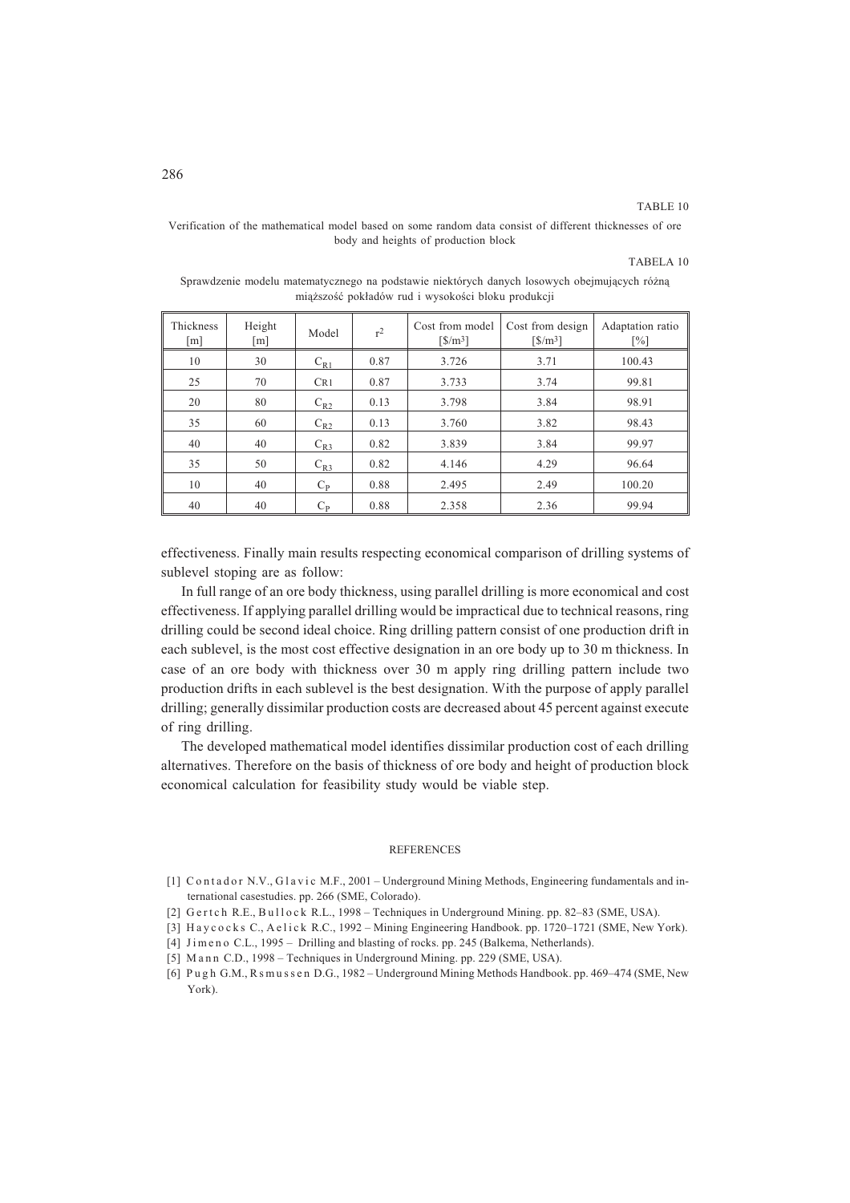TABLE 10

Verification of the mathematical model based on some random data consist of different thicknesses of ore body and heights of production block

TABELA 10

Sprawdzenie modelu matematycznego na podstawie niektórych danych losowych obejmujących różną miąższość pokładów rud i wysokości bloku produkcji

| Thickness [m] | Height [m] | Model | $r^2$ | Cost from model [$/m³] | Cost from design [$/m³] | Adaptation ratio [%] |
|---|---|---|---|---|---|---|
| 10 | 30 | $C_{R1}$ | 0.87 | 3.726 | 3.71 | 100.43 |
| 25 | 70 | $C_{R1}$ | 0.87 | 3.733 | 3.74 | 99.81 |
| 20 | 80 | $C_{R2}$ | 0.13 | 3.798 | 3.84 | 98.91 |
| 35 | 60 | $C_{R2}$ | 0.13 | 3.760 | 3.82 | 98.43 |
| 40 | 40 | $C_{R3}$ | 0.82 | 3.839 | 3.84 | 99.97 |
| 35 | 50 | $C_{R3}$ | 0.82 | 4.146 | 4.29 | 96.64 |
| 10 | 40 | $C_P$ | 0.88 | 2.495 | 2.49 | 100.20 |
| 40 | 40 | $C_P$ | 0.88 | 2.358 | 2.36 | 99.94 |

effectiveness. Finally main results respecting economical comparison of drilling systems of sublevel stoping are as follow:

In full range of an ore body thickness, using parallel drilling is more economical and cost effectiveness. If applying parallel drilling would be impractical due to technical reasons, ring drilling could be second ideal choice. Ring drilling pattern consist of one production drift in each sublevel, is the most cost effective designation in an ore body up to 30 m thickness. In case of an ore body with thickness over 30 m apply ring drilling pattern include two production drifts in each sublevel is the best designation. With the purpose of apply parallel drilling; generally dissimilar production costs are decreased about 45 percent against execute of ring drilling.

The developed mathematical model identifies dissimilar production cost of each drilling alternatives. Therefore on the basis of thickness of ore body and height of production block economical calculation for feasibility study would be viable step.

## REFERENCES

[1] Contador N.V., Glavic M.F., 2001 – Underground Mining Methods, Engineering fundamentals and international casestudies. pp. 266 (SME, Colorado).

[2] Gertch R.E., Bullock R.L., 1998 – Techniques in Underground Mining. pp. 82–83 (SME, USA).

[3] Haycocks C., Aelick R.C., 1992 – Mining Engineering Handbook. pp. 1720–1721 (SME, New York).

[4] Jimeno C.L., 1995 – Drilling and blasting of rocks. pp. 245 (Balkema, Netherlands).

[5] Mann C.D., 1998 – Techniques in Underground Mining. pp. 229 (SME, USA).

[6] Pugh G.M., Rsmussen D.G., 1982 – Underground Mining Methods Handbook. pp. 469–474 (SME, New York).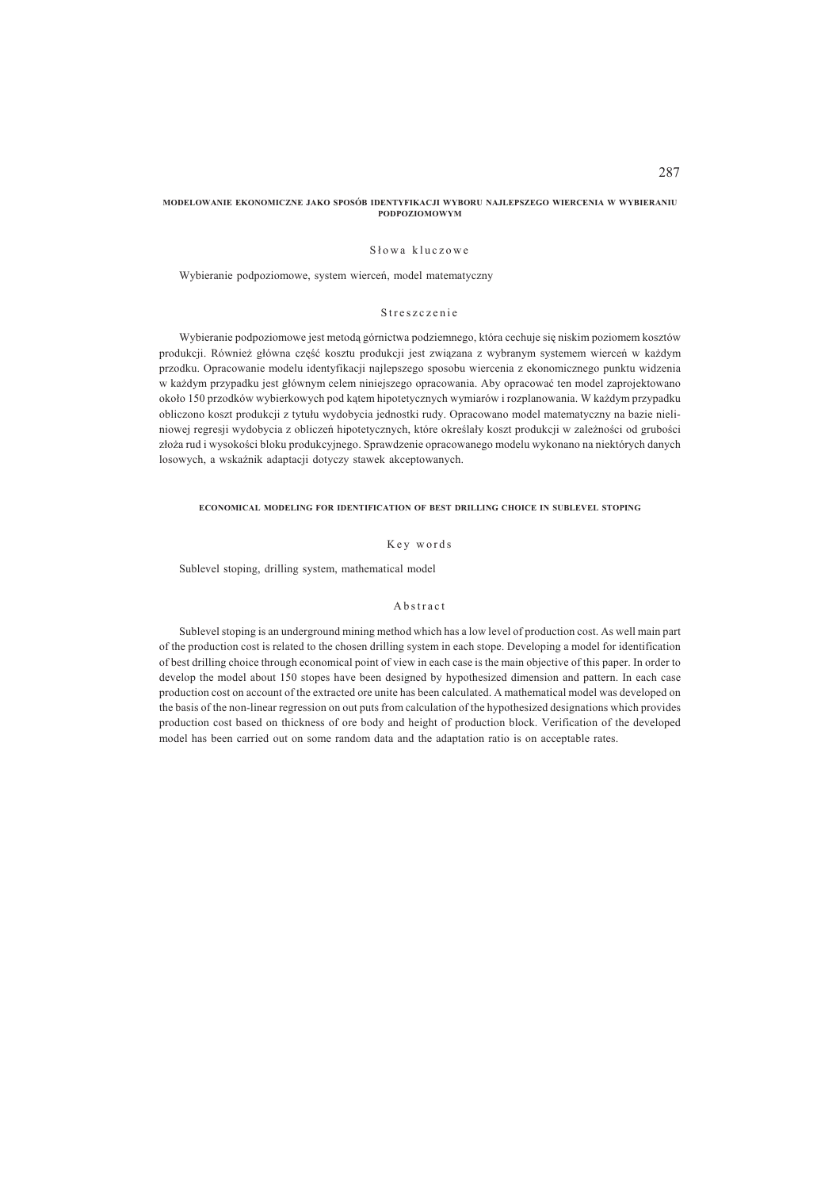**MODELOWANIE EKONOMICZNE JAKO SPOSÓB IDENTYFIKACJI WYBORU NAJLEPSZEGO WIERCENIA W WYBIERANIU PODPOZIOMOWYM**

Słowa kluczowe

Wybieranie podpoziomowe, system wierceń, model matematyczny

Streszczenie

Wybieranie podpoziomowe jest metodą górnictwa podziemnego, która cechuje się niskim poziomem kosztów produkcji. Również główna część kosztu produkcji jest związana z wybranym systemem wierceń w każdym przodku. Opracowanie modelu identyfikacji najlepszego sposobu wiercenia z ekonomicznego punktu widzenia w każdym przypadku jest głównym celem niniejszego opracowania. Aby opracować ten model zaprojektowano około 150 przodków wybierkowych pod kątem hipotetycznych wymiarów i rozplanowania. W każdym przypadku obliczono koszt produkcji z tytułu wydobycia jednostki rudy. Opracowano model matematyczny na bazie nieliniowej regresji wydobycia z obliczeń hipotetycznych, które określały koszt produkcji w zależności od grubości złoża rud i wysokości bloku produkcyjnego. Sprawdzenie opracowanego modelu wykonano na niektórych danych losowych, a wskaźnik adaptacji dotyczy stawek akceptowanych.

**ECONOMICAL MODELING FOR IDENTIFICATION OF BEST DRILLING CHOICE IN SUBLEVEL STOPING**

Key words

Sublevel stoping, drilling system, mathematical model

Abstract

Sublevel stoping is an underground mining method which has a low level of production cost. As well main part of the production cost is related to the chosen drilling system in each stope. Developing a model for identification of best drilling choice through economical point of view in each case is the main objective of this paper. In order to develop the model about 150 stopes have been designed by hypothesized dimension and pattern. In each case production cost on account of the extracted ore unite has been calculated. A mathematical model was developed on the basis of the non-linear regression on out puts from calculation of the hypothesized designations which provides production cost based on thickness of ore body and height of production block. Verification of the developed model has been carried out on some random data and the adaptation ratio is on acceptable rates.